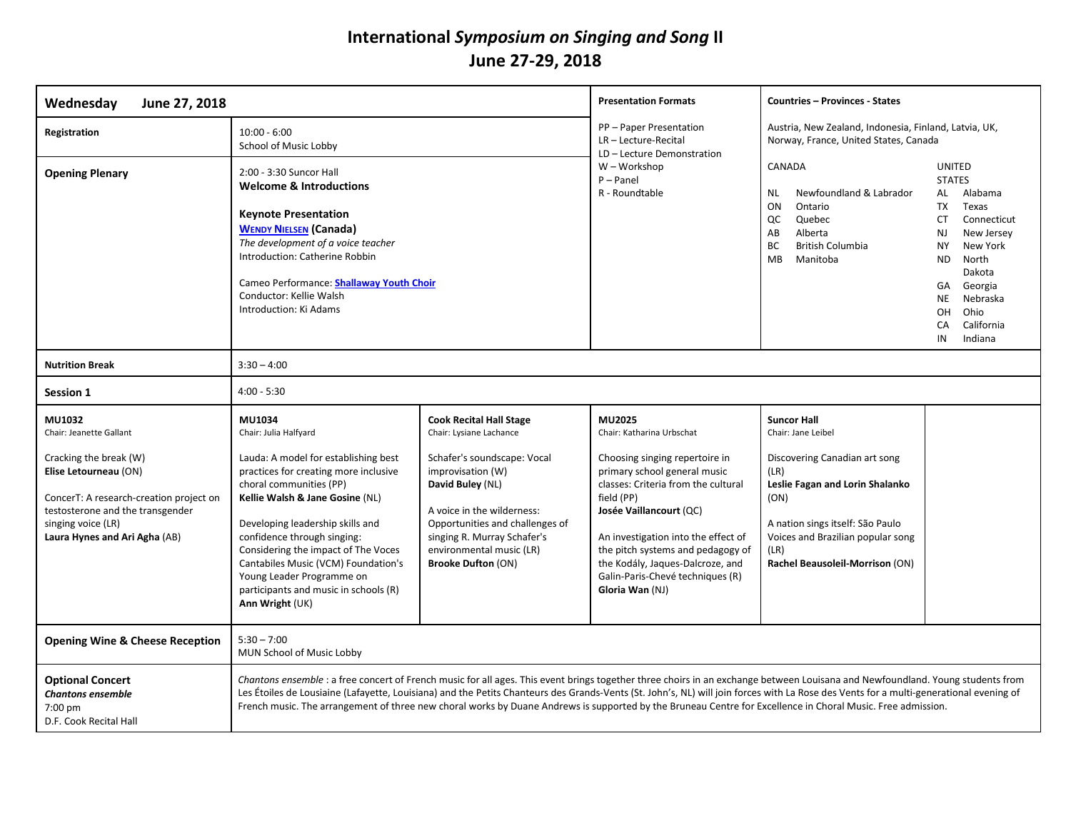# International *Symposium on Singing and Song* II
# June 27-29, 2018

## Wednesday June 27, 2018

| | |
|---|---|
| **Registration** | 10:00 - 6:00<br>School of Music Lobby |
| **Opening Plenary** | 2:00 - 3:30 Suncor Hall<br>**Welcome & Introductions**<br><br>**Keynote Presentation**<br>**Wendy Nielsen (Canada)**<br>*The development of a voice teacher*<br>Introduction: Catherine Robbin<br><br>Cameo Performance: **Shallaway Youth Choir**<br>Conductor: Kellie Walsh<br>Introduction: Ki Adams |
| **Nutrition Break** | 3:30 – 4:00 |
| **Session 1** | 4:00 - 5:30 |

**Presentation Formats**

PP – Paper Presentation
LR – Lecture-Recital
LD – Lecture Demonstration
W – Workshop
P – Panel
R - Roundtable

**Countries – Provinces - States**

Austria, New Zealand, Indonesia, Finland, Latvia, UK, Norway, France, United States, Canada

| CANADA | | UNITED STATES | |
|---|---|---|---|
| NL | Newfoundland & Labrador | AL | Alabama |
| ON | Ontario | TX | Texas |
| QC | Quebec | CT | Connecticut |
| AB | Alberta | NJ | New Jersey |
| BC | British Columbia | NY | New York |
| MB | Manitoba | ND | North Dakota |
| | | GA | Georgia |
| | | NE | Nebraska |
| | | OH | Ohio |
| | | CA | California |
| | | IN | Indiana |

### Session 1 (4:00 - 5:30)

| MU1032<br>Chair: Jeanette Gallant | MU1034<br>Chair: Julia Halfyard | Cook Recital Hall Stage<br>Chair: Lysiane Lachance | MU2025<br>Chair: Katharina Urbschat | Suncor Hall<br>Chair: Jane Leibel |
|---|---|---|---|---|
| Cracking the break (W)<br>**Elise Letourneau** (ON)<br><br>ConcerT: A research-creation project on testosterone and the transgender singing voice (LR)<br>**Laura Hynes and Ari Agha** (AB) | Lauda: A model for establishing best practices for creating more inclusive choral communities (PP)<br>**Kellie Walsh & Jane Gosine** (NL)<br><br>Developing leadership skills and confidence through singing: Considering the impact of The Voces Cantabiles Music (VCM) Foundation's Young Leader Programme on participants and music in schools (R)<br>**Ann Wright** (UK) | Schafer's soundscape: Vocal improvisation (W)<br>**David Buley** (NL)<br><br>A voice in the wilderness: Opportunities and challenges of singing R. Murray Schafer's environmental music (LR)<br>**Brooke Dufton** (ON) | Choosing singing repertoire in primary school general music classes: Criteria from the cultural field (PP)<br>**Josée Vaillancourt** (QC)<br><br>An investigation into the effect of the pitch systems and pedagogy of the Kodály, Jaques-Dalcroze, and Galin-Paris-Chevé techniques (R)<br>**Gloria Wan** (NJ) | Discovering Canadian art song (LR)<br>**Leslie Fagan and Lorin Shalanko** (ON)<br><br>A nation sings itself: São Paulo Voices and Brazilian popular song (LR)<br>**Rachel Beausoleil-Morrison** (ON) |

| | |
|---|---|
| **Opening Wine & Cheese Reception** | 5:30 – 7:00<br>MUN School of Music Lobby |
| **Optional Concert**<br>***Chantons ensemble***<br>7:00 pm<br>D.F. Cook Recital Hall | *Chantons ensemble* : a free concert of French music for all ages. This event brings together three choirs in an exchange between Louisana and Newfoundland. Young students from Les Étoiles de Lousiaine (Lafayette, Louisiana) and the Petits Chanteurs des Grands-Vents (St. John's, NL) will join forces with La Rose des Vents for a multi-generational evening of French music. The arrangement of three new choral works by Duane Andrews is supported by the Bruneau Centre for Excellence in Choral Music. Free admission. |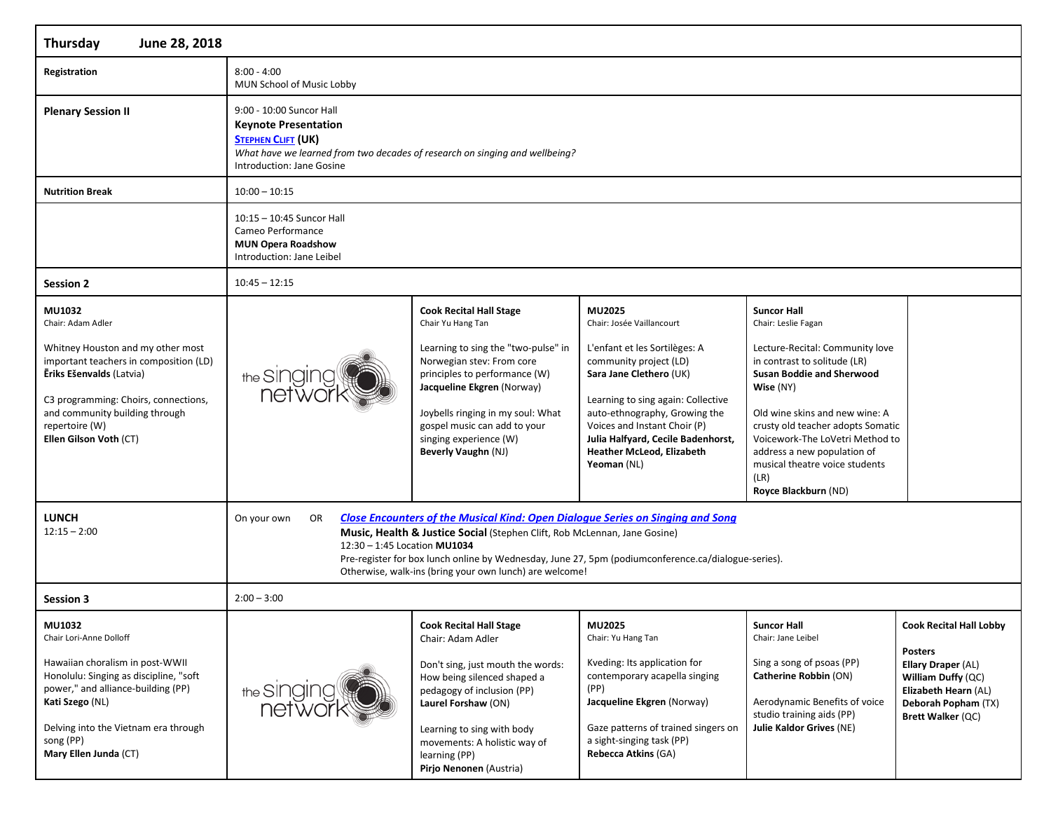| **Thursday June 28, 2018** | | | | | |
|---|---|---|---|---|---|
| **Registration** | 8:00 - 4:00<br>MUN School of Music Lobby | | | | |
| **Plenary Session II** | 9:00 - 10:00 Suncor Hall<br>**Keynote Presentation**<br>**STEPHEN CLIFT (UK)**<br>*What have we learned from two decades of research on singing and wellbeing?*<br>Introduction: Jane Gosine | | | | |
| **Nutrition Break** | 10:00 – 10:15 | | | | |
| | 10:15 – 10:45 Suncor Hall<br>Cameo Performance<br>**MUN Opera Roadshow**<br>Introduction: Jane Leibel | | | | |
| **Session 2** | 10:45 – 12:15 | | | | |
| **MU1032**<br>Chair: Adam Adler<br><br>Whitney Houston and my other most important teachers in composition (LD)<br>**Ēriks Ešenvalds** (Latvia)<br><br>C3 programming: Choirs, connections, and community building through repertoire (W)<br>**Ellen Gilson Voth** (CT) | the singing network | **Cook Recital Hall Stage**<br>Chair Yu Hang Tan<br><br>Learning to sing the "two-pulse" in Norwegian stev: From core principles to performance (W)<br>**Jacqueline Ekgren** (Norway)<br><br>Joybells ringing in my soul: What gospel music can add to your singing experience (W)<br>**Beverly Vaughn** (NJ) | **MU2025**<br>Chair: Josée Vaillancourt<br><br>L'enfant et les Sortilèges: A community project (LD)<br>**Sara Jane Clethero** (UK)<br><br>Learning to sing again: Collective auto-ethnography, Growing the Voices and Instant Choir (P)<br>**Julia Halfyard, Cecile Badenhorst, Heather McLeod, Elizabeth Yeoman** (NL) | **Suncor Hall**<br>Chair: Leslie Fagan<br><br>Lecture-Recital: Community love in contrast to solitude (LR)<br>**Susan Boddie and Sherwood Wise** (NY)<br><br>Old wine skins and new wine: A crusty old teacher adopts Somatic Voicework-The LoVetri Method to address a new population of musical theatre voice students (LR)<br>**Royce Blackburn** (ND) | |
| **LUNCH**<br>12:15 – 2:00 | On your own OR ***Close Encounters of the Musical Kind: Open Dialogue Series on Singing and Song***<br>**Music, Health & Justice Social** (Stephen Clift, Rob McLennan, Jane Gosine)<br>12:30 – 1:45 Location **MU1034**<br>Pre-register for box lunch online by Wednesday, June 27, 5pm (podiumconference.ca/dialogue-series).<br>Otherwise, walk-ins (bring your own lunch) are welcome! | | | | |
| **Session 3** | 2:00 – 3:00 | | | | |
| **MU1032**<br>Chair Lori-Anne Dolloff<br><br>Hawaiian choralism in post-WWII Honolulu: Singing as discipline, "soft power," and alliance-building (PP)<br>**Kati Szego** (NL)<br><br>Delving into the Vietnam era through song (PP)<br>**Mary Ellen Junda** (CT) | the singing network | **Cook Recital Hall Stage**<br>Chair: Adam Adler<br><br>Don't sing, just mouth the words: How being silenced shaped a pedagogy of inclusion (PP)<br>**Laurel Forshaw** (ON)<br><br>Learning to sing with body movements: A holistic way of learning (PP)<br>**Pirjo Nenonen** (Austria) | **MU2025**<br>Chair: Yu Hang Tan<br><br>Kveding: Its application for contemporary acapella singing (PP)<br>**Jacqueline Ekgren** (Norway)<br><br>Gaze patterns of trained singers on a sight-singing task (PP)<br>**Rebecca Atkins** (GA) | **Suncor Hall**<br>Chair: Jane Leibel<br><br>Sing a song of psoas (PP)<br>**Catherine Robbin** (ON)<br><br>Aerodynamic Benefits of voice studio training aids (PP)<br>**Julie Kaldor Grives** (NE) | **Cook Recital Hall Lobby**<br><br>**Posters**<br>**Ellary Draper** (AL)<br>**William Duffy** (QC)<br>**Elizabeth Hearn** (AL)<br>**Deborah Popham** (TX)<br>**Brett Walker** (QC) |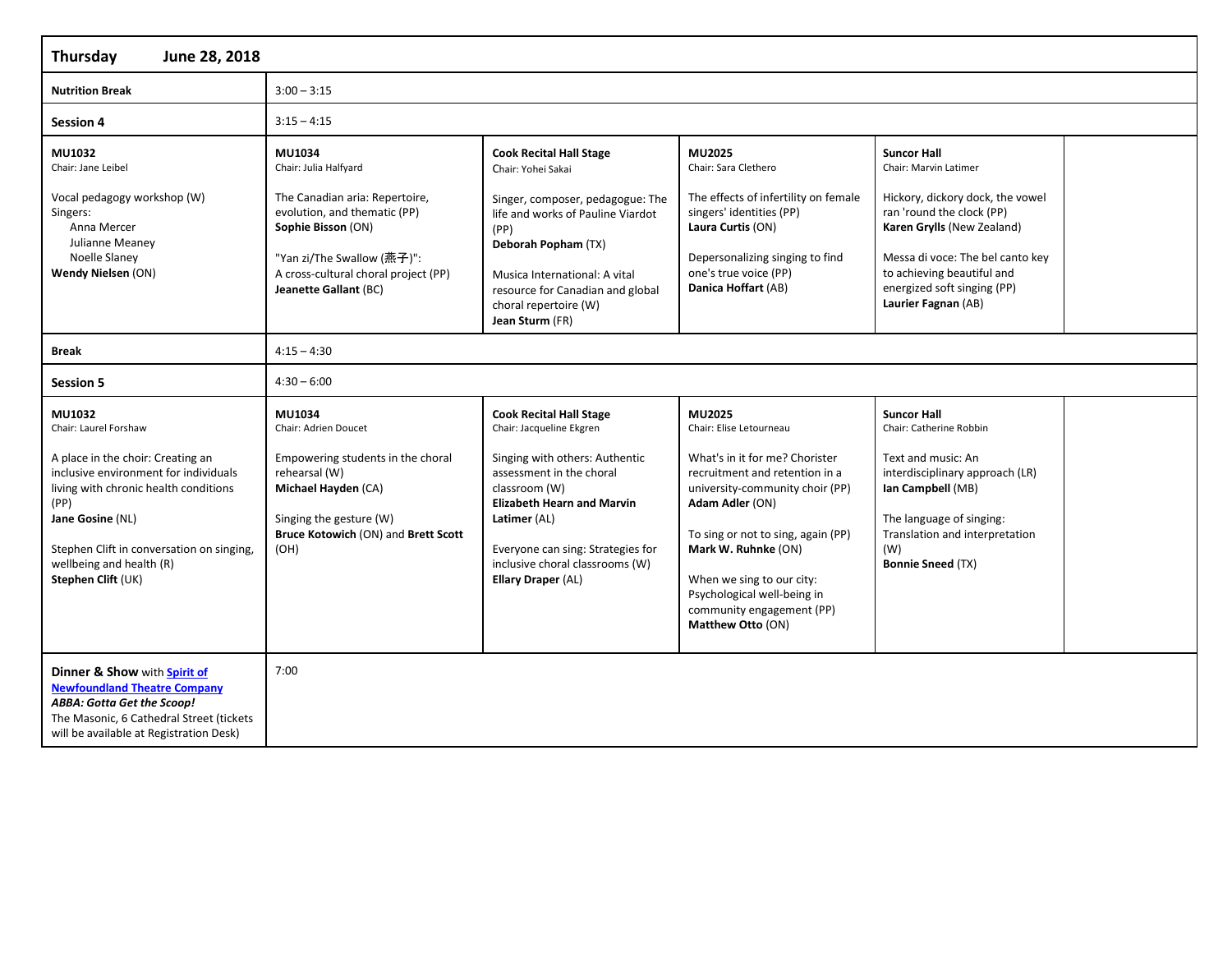| **Thursday June 28, 2018** | | | | | |
|---|---|---|---|---|---|
| **Nutrition Break** | 3:00 – 3:15 | | | | |
| **Session 4** | 3:15 – 4:15 | | | | |
| **MU1032**<br>Chair: Jane Leibel<br><br>Vocal pedagogy workshop (W)<br>Singers:<br>Anna Mercer<br>Julianne Meaney<br>Noelle Slaney<br>**Wendy Nielsen** (ON) | **MU1034**<br>Chair: Julia Halfyard<br><br>The Canadian aria: Repertoire, evolution, and thematic (PP)<br>**Sophie Bisson** (ON)<br><br>"Yan zi/The Swallow (燕子)": A cross-cultural choral project (PP)<br>**Jeanette Gallant** (BC) | **Cook Recital Hall Stage**<br>Chair: Yohei Sakai<br><br>Singer, composer, pedagogue: The life and works of Pauline Viardot (PP)<br>**Deborah Popham** (TX)<br><br>Musica International: A vital resource for Canadian and global choral repertoire (W)<br>**Jean Sturm** (FR) | **MU2025**<br>Chair: Sara Clethero<br><br>The effects of infertility on female singers' identities (PP)<br>**Laura Curtis** (ON)<br><br>Depersonalizing singing to find one's true voice (PP)<br>**Danica Hoffart** (AB) | **Suncor Hall**<br>Chair: Marvin Latimer<br><br>Hickory, dickory dock, the vowel ran 'round the clock (PP)<br>**Karen Grylls** (New Zealand)<br><br>Messa di voce: The bel canto key to achieving beautiful and energized soft singing (PP)<br>**Laurier Fagnan** (AB) | |
| **Break** | 4:15 – 4:30 | | | | |
| **Session 5** | 4:30 – 6:00 | | | | |
| **MU1032**<br>Chair: Laurel Forshaw<br><br>A place in the choir: Creating an inclusive environment for individuals living with chronic health conditions (PP)<br>**Jane Gosine** (NL)<br><br>Stephen Clift in conversation on singing, wellbeing and health (R)<br>**Stephen Clift** (UK) | **MU1034**<br>Chair: Adrien Doucet<br><br>Empowering students in the choral rehearsal (W)<br>**Michael Hayden** (CA)<br><br>Singing the gesture (W)<br>**Bruce Kotowich** (ON) and **Brett Scott** (OH) | **Cook Recital Hall Stage**<br>Chair: Jacqueline Ekgren<br><br>Singing with others: Authentic assessment in the choral classroom (W)<br>**Elizabeth Hearn and Marvin Latimer** (AL)<br><br>Everyone can sing: Strategies for inclusive choral classrooms (W)<br>**Ellary Draper** (AL) | **MU2025**<br>Chair: Elise Letourneau<br><br>What's in it for me? Chorister recruitment and retention in a university-community choir (PP)<br>**Adam Adler** (ON)<br><br>To sing or not to sing, again (PP)<br>**Mark W. Ruhnke** (ON)<br><br>When we sing to our city: Psychological well-being in community engagement (PP)<br>**Matthew Otto** (ON) | **Suncor Hall**<br>Chair: Catherine Robbin<br><br>Text and music: An interdisciplinary approach (LR)<br>**Ian Campbell** (MB)<br><br>The language of singing: Translation and interpretation (W)<br>**Bonnie Sneed** (TX) | |
| **Dinner & Show** with **Spirit of Newfoundland Theatre Company**<br>***ABBA: Gotta Get the Scoop!***<br>The Masonic, 6 Cathedral Street (tickets will be available at Registration Desk) | 7:00 | | | | |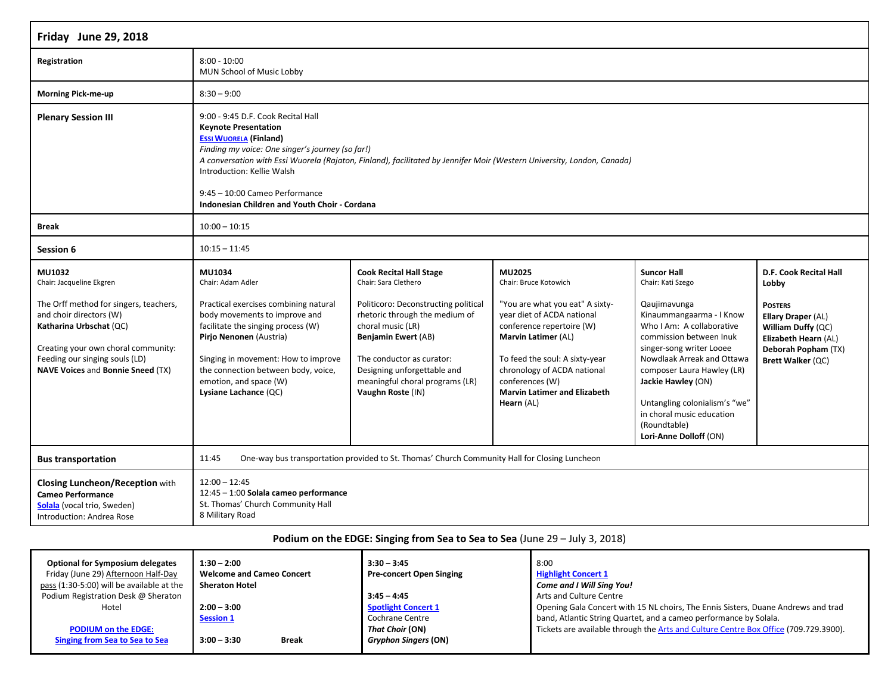## Friday June 29, 2018

| | |
|---|---|
| **Registration** | 8:00 - 10:00<br>MUN School of Music Lobby |
| **Morning Pick-me-up** | 8:30 – 9:00 |
| **Plenary Session III** | 9:00 - 9:45 D.F. Cook Recital Hall<br>**Keynote Presentation**<br>**Essi Wuorela (Finland)**<br>*Finding my voice: One singer's journey (so far!)*<br>*A conversation with Essi Wuorela (Rajaton, Finland), facilitated by Jennifer Moir (Western University, London, Canada)*<br>Introduction: Kellie Walsh<br><br>9:45 – 10:00 Cameo Performance<br>**Indonesian Children and Youth Choir - Cordana** |
| **Break** | 10:00 – 10:15 |
| **Session 6** | 10:15 – 11:45 |

| **MU1032**<br>Chair: Jacqueline Ekgren | **MU1034**<br>Chair: Adam Adler | **Cook Recital Hall Stage**<br>Chair: Sara Clethero | **MU2025**<br>Chair: Bruce Kotowich | **Suncor Hall**<br>Chair: Kati Szego | **D.F. Cook Recital Hall Lobby** |
|---|---|---|---|---|---|
| The Orff method for singers, teachers, and choir directors (W)<br>**Katharina Urbschat** (QC)<br><br>Creating your own choral community: Feeding our singing souls (LD)<br>**NAVE Voices** and **Bonnie Sneed** (TX) | Practical exercises combining natural body movements to improve and facilitate the singing process (W)<br>**Pirjo Nenonen** (Austria)<br><br>Singing in movement: How to improve the connection between body, voice, emotion, and space (W)<br>**Lysiane Lachance** (QC) | Politicoro: Deconstructing political rhetoric through the medium of choral music (LR)<br>**Benjamin Ewert** (AB)<br><br>The conductor as curator: Designing unforgettable and meaningful choral programs (LR)<br>**Vaughn Roste** (IN) | "You are what you eat" A sixty-year diet of ACDA national conference repertoire (W)<br>**Marvin Latimer** (AL)<br><br>To feed the soul: A sixty-year chronology of ACDA national conferences (W)<br>**Marvin Latimer and Elizabeth Hearn** (AL) | Qaujimavunga Kinaummangaarma - I Know Who I Am: A collaborative commission between Inuk singer-song writer Looee Nowdlaak Arreak and Ottawa composer Laura Hawley (LR)<br>**Jackie Hawley** (ON)<br><br>Untangling colonialism's "we" in choral music education (Roundtable)<br>**Lori-Anne Dolloff** (ON) | **POSTERS**<br>**Ellary Draper** (AL)<br>**William Duffy** (QC)<br>**Elizabeth Hearn** (AL)<br>**Deborah Popham** (TX)<br>**Brett Walker** (QC) |

| | |
|---|---|
| **Bus transportation** | 11:45 One-way bus transportation provided to St. Thomas' Church Community Hall for Closing Luncheon |
| **Closing Luncheon/Reception** with **Cameo Performance**<br>**Solala** (vocal trio, Sweden)<br>Introduction: Andrea Rose | 12:00 – 12:45<br>12:45 – 1:00 **Solala cameo performance**<br>St. Thomas' Church Community Hall<br>8 Military Road |

### Podium on the EDGE: Singing from Sea to Sea to Sea (June 29 – July 3, 2018)

| | | | |
|---|---|---|---|
| **Optional for Symposium delegates**<br>Friday (June 29) Afternoon Half-Day pass (1:30-5:00) will be available at the Podium Registration Desk @ Sheraton Hotel<br><br>**PODIUM on the EDGE: Singing from Sea to Sea to Sea** | **1:30 – 2:00**<br>**Welcome and Cameo Concert**<br>**Sheraton Hotel**<br><br>**2:00 – 3:00**<br>**Session 1**<br><br>**3:00 – 3:30 Break** | **3:30 – 3:45**<br>**Pre-concert Open Singing**<br><br>**3:45 – 4:45**<br>**Spotlight Concert 1**<br>Cochrane Centre<br>***That Choir* (ON)**<br>***Gryphon Singers* (ON)** | 8:00<br>**Highlight Concert 1**<br>***Come and I Will Sing You!***<br>Arts and Culture Centre<br>Opening Gala Concert with 15 NL choirs, The Ennis Sisters, Duane Andrews and trad band, Atlantic String Quartet, and a cameo performance by Solala.<br>Tickets are available through the Arts and Culture Centre Box Office (709.729.3900). |